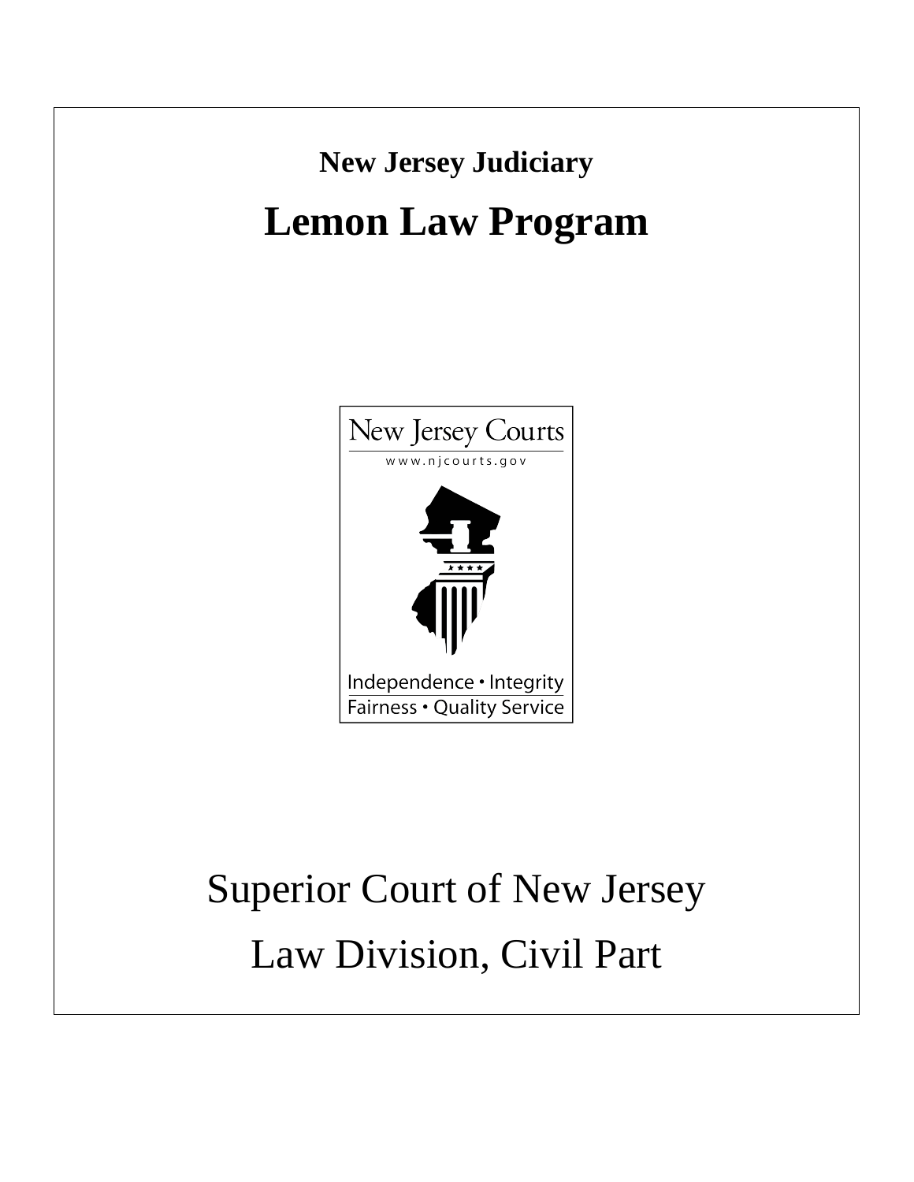**New Jersey Judiciary**

# Lemon Law Program

New Jersey Courts

www.njcourts.gov

Independence • Integrity

Fairness • Quality Service

Superior Court of New Jersey

Law Division, Civil Part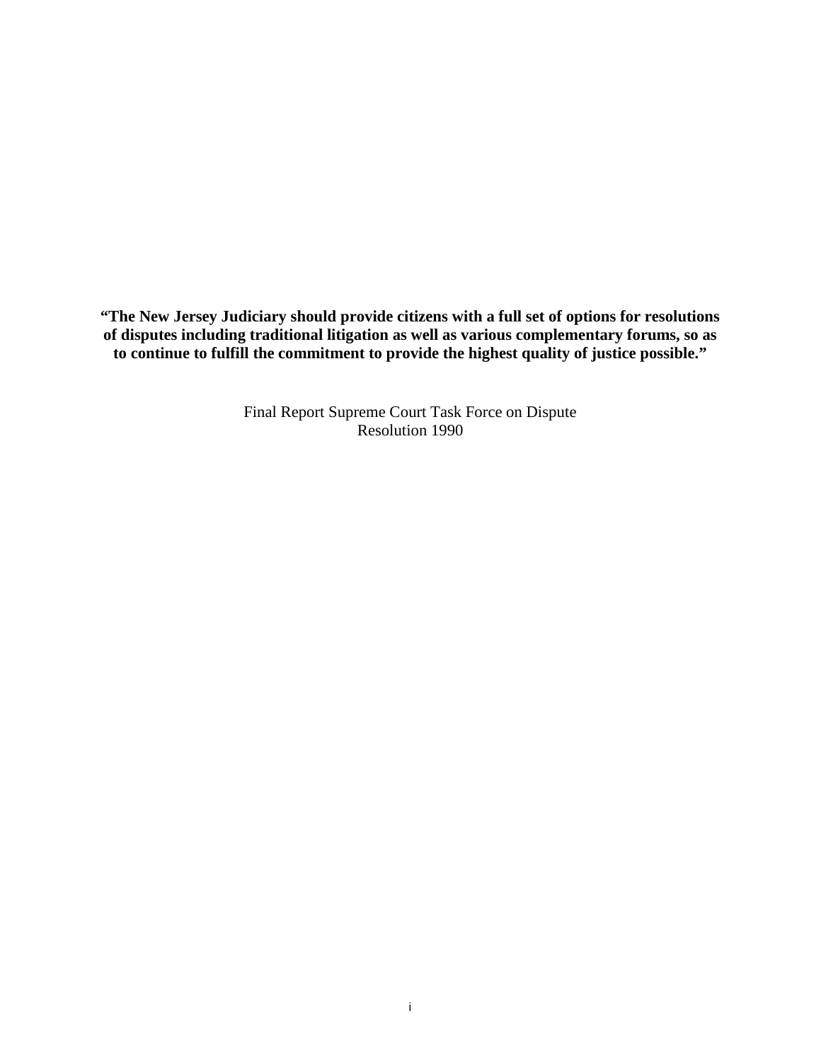**"The New Jersey Judiciary should provide citizens with a full set of options for resolutions of disputes including traditional litigation as well as various complementary forums, so as to continue to fulfill the commitment to provide the highest quality of justice possible."**

Final Report Supreme Court Task Force on Dispute Resolution 1990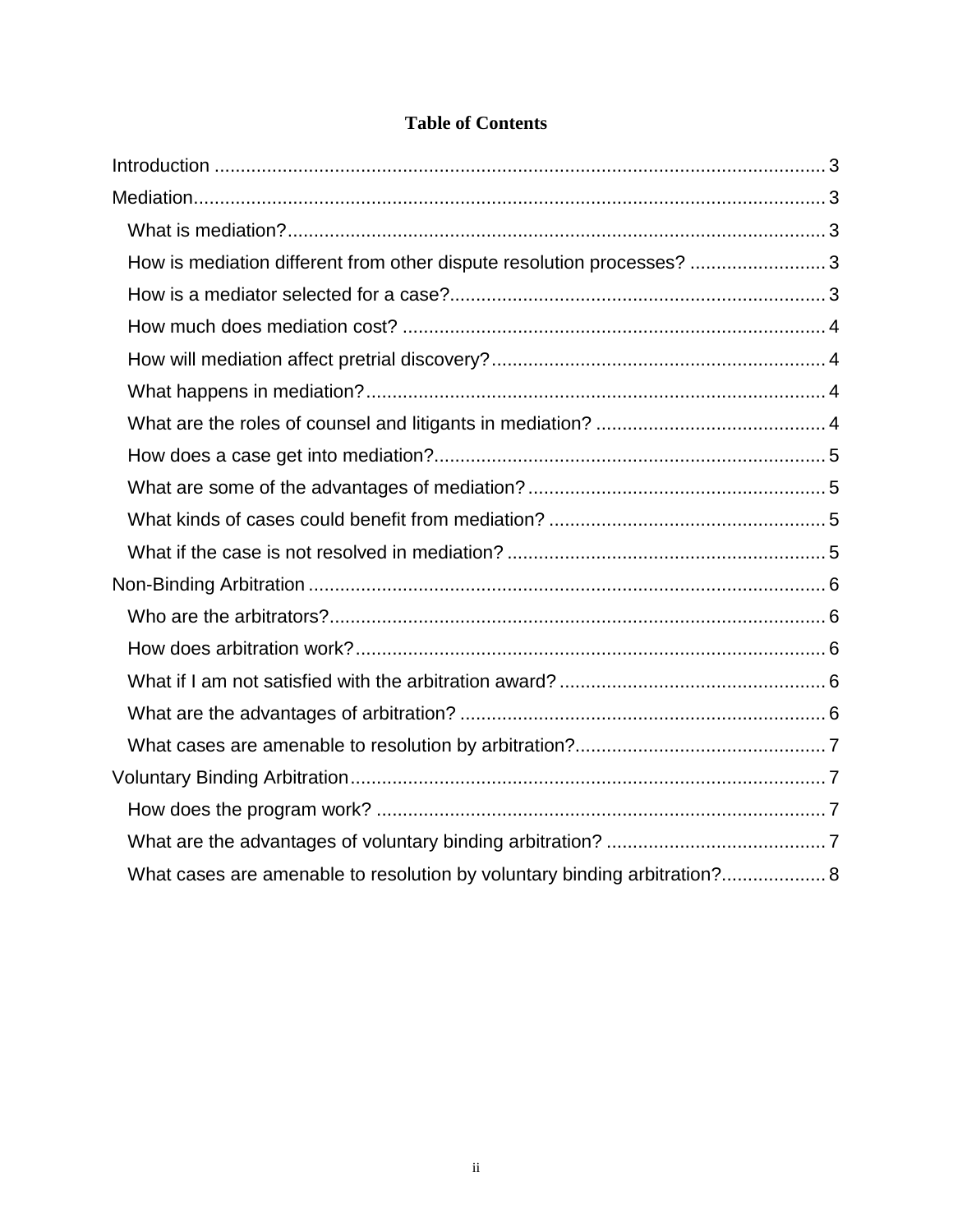**Table of Contents**

Introduction ..................................................................................................................... 3

Mediation......................................................................................................................... 3

- What is mediation?...................................................................................................... 3
- How is mediation different from other dispute resolution processes? .......................... 3
- How is a mediator selected for a case?....................................................................... 3
- How much does mediation cost? ................................................................................ 4
- How will mediation affect pretrial discovery?................................................................ 4
- What happens in mediation?....................................................................................... 4
- What are the roles of counsel and litigants in mediation? ............................................ 4
- How does a case get into mediation?.......................................................................... 5
- What are some of the advantages of mediation?......................................................... 5
- What kinds of cases could benefit from mediation? ..................................................... 5
- What if the case is not resolved in mediation? ............................................................ 5

Non-Binding Arbitration ................................................................................................... 6

- Who are the arbitrators?.............................................................................................. 6
- How does arbitration work?......................................................................................... 6
- What if I am not satisfied with the arbitration award?................................................... 6
- What are the advantages of arbitration? ..................................................................... 6
- What cases are amenable to resolution by arbitration?................................................ 7

Voluntary Binding Arbitration........................................................................................... 7

- How does the program work? ..................................................................................... 7
- What are the advantages of voluntary binding arbitration? .......................................... 7
- What cases are amenable to resolution by voluntary binding arbitration?.................... 8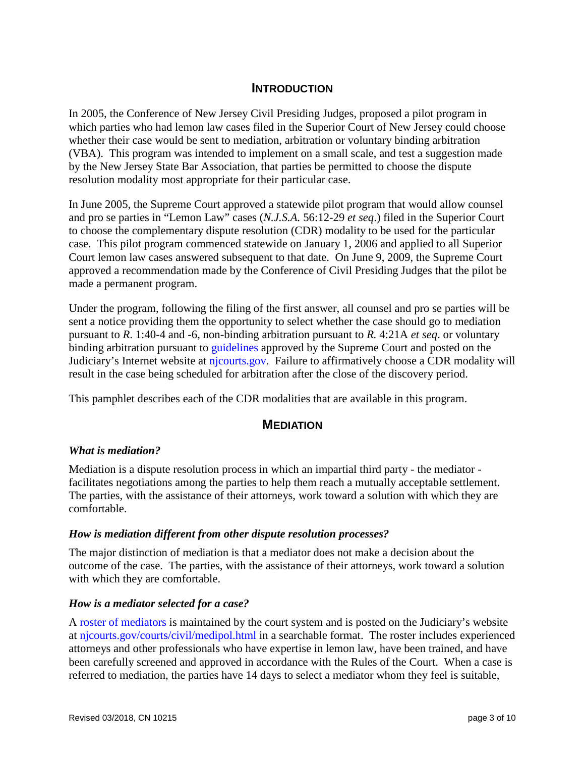## INTRODUCTION

In 2005, the Conference of New Jersey Civil Presiding Judges, proposed a pilot program in which parties who had lemon law cases filed in the Superior Court of New Jersey could choose whether their case would be sent to mediation, arbitration or voluntary binding arbitration (VBA). This program was intended to implement on a small scale, and test a suggestion made by the New Jersey State Bar Association, that parties be permitted to choose the dispute resolution modality most appropriate for their particular case.

In June 2005, the Supreme Court approved a statewide pilot program that would allow counsel and pro se parties in "Lemon Law" cases (*N.J.S.A.* 56:12-29 *et seq*.) filed in the Superior Court to choose the complementary dispute resolution (CDR) modality to be used for the particular case. This pilot program commenced statewide on January 1, 2006 and applied to all Superior Court lemon law cases answered subsequent to that date. On June 9, 2009, the Supreme Court approved a recommendation made by the Conference of Civil Presiding Judges that the pilot be made a permanent program.

Under the program, following the filing of the first answer, all counsel and pro se parties will be sent a notice providing them the opportunity to select whether the case should go to mediation pursuant to *R.* 1:40-4 and -6, non-binding arbitration pursuant to *R.* 4:21A *et seq*. or voluntary binding arbitration pursuant to guidelines approved by the Supreme Court and posted on the Judiciary's Internet website at njcourts.gov. Failure to affirmatively choose a CDR modality will result in the case being scheduled for arbitration after the close of the discovery period.

This pamphlet describes each of the CDR modalities that are available in this program.

## MEDIATION

### *What is mediation?*

Mediation is a dispute resolution process in which an impartial third party - the mediator - facilitates negotiations among the parties to help them reach a mutually acceptable settlement. The parties, with the assistance of their attorneys, work toward a solution with which they are comfortable.

### *How is mediation different from other dispute resolution processes?*

The major distinction of mediation is that a mediator does not make a decision about the outcome of the case. The parties, with the assistance of their attorneys, work toward a solution with which they are comfortable.

### *How is a mediator selected for a case?*

A roster of mediators is maintained by the court system and is posted on the Judiciary's website at njcourts.gov/courts/civil/medipol.html in a searchable format. The roster includes experienced attorneys and other professionals who have expertise in lemon law, have been trained, and have been carefully screened and approved in accordance with the Rules of the Court. When a case is referred to mediation, the parties have 14 days to select a mediator whom they feel is suitable,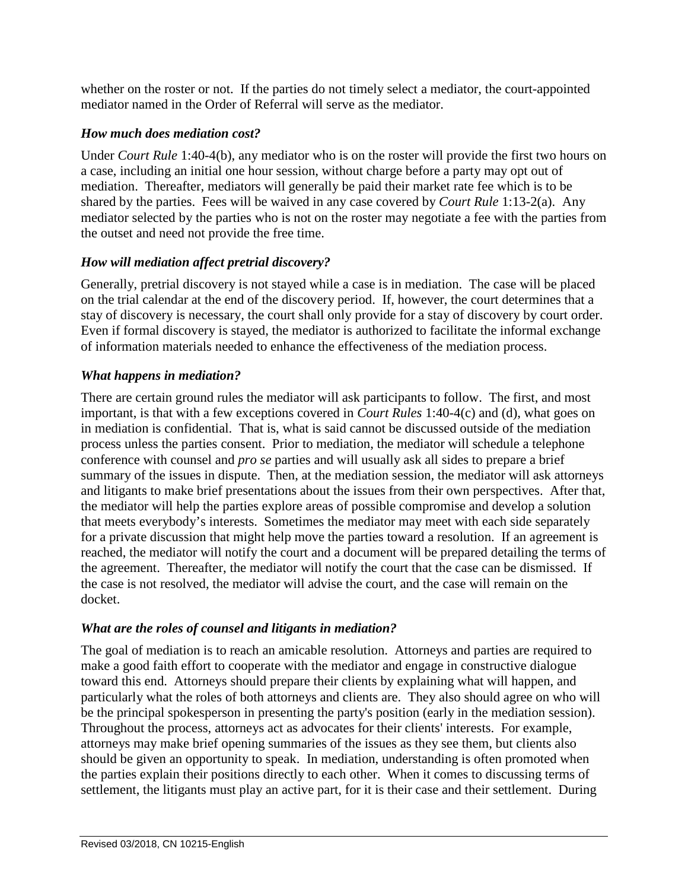whether on the roster or not. If the parties do not timely select a mediator, the court-appointed mediator named in the Order of Referral will serve as the mediator.

### *How much does mediation cost?*

Under *Court Rule* 1:40-4(b), any mediator who is on the roster will provide the first two hours on a case, including an initial one hour session, without charge before a party may opt out of mediation. Thereafter, mediators will generally be paid their market rate fee which is to be shared by the parties. Fees will be waived in any case covered by *Court Rule* 1:13-2(a). Any mediator selected by the parties who is not on the roster may negotiate a fee with the parties from the outset and need not provide the free time.

### *How will mediation affect pretrial discovery?*

Generally, pretrial discovery is not stayed while a case is in mediation. The case will be placed on the trial calendar at the end of the discovery period. If, however, the court determines that a stay of discovery is necessary, the court shall only provide for a stay of discovery by court order. Even if formal discovery is stayed, the mediator is authorized to facilitate the informal exchange of information materials needed to enhance the effectiveness of the mediation process.

### *What happens in mediation?*

There are certain ground rules the mediator will ask participants to follow. The first, and most important, is that with a few exceptions covered in *Court Rules* 1:40-4(c) and (d), what goes on in mediation is confidential. That is, what is said cannot be discussed outside of the mediation process unless the parties consent. Prior to mediation, the mediator will schedule a telephone conference with counsel and *pro se* parties and will usually ask all sides to prepare a brief summary of the issues in dispute. Then, at the mediation session, the mediator will ask attorneys and litigants to make brief presentations about the issues from their own perspectives. After that, the mediator will help the parties explore areas of possible compromise and develop a solution that meets everybody's interests. Sometimes the mediator may meet with each side separately for a private discussion that might help move the parties toward a resolution. If an agreement is reached, the mediator will notify the court and a document will be prepared detailing the terms of the agreement. Thereafter, the mediator will notify the court that the case can be dismissed. If the case is not resolved, the mediator will advise the court, and the case will remain on the docket.

### *What are the roles of counsel and litigants in mediation?*

The goal of mediation is to reach an amicable resolution. Attorneys and parties are required to make a good faith effort to cooperate with the mediator and engage in constructive dialogue toward this end. Attorneys should prepare their clients by explaining what will happen, and particularly what the roles of both attorneys and clients are. They also should agree on who will be the principal spokesperson in presenting the party's position (early in the mediation session). Throughout the process, attorneys act as advocates for their clients' interests. For example, attorneys may make brief opening summaries of the issues as they see them, but clients also should be given an opportunity to speak. In mediation, understanding is often promoted when the parties explain their positions directly to each other. When it comes to discussing terms of settlement, the litigants must play an active part, for it is their case and their settlement. During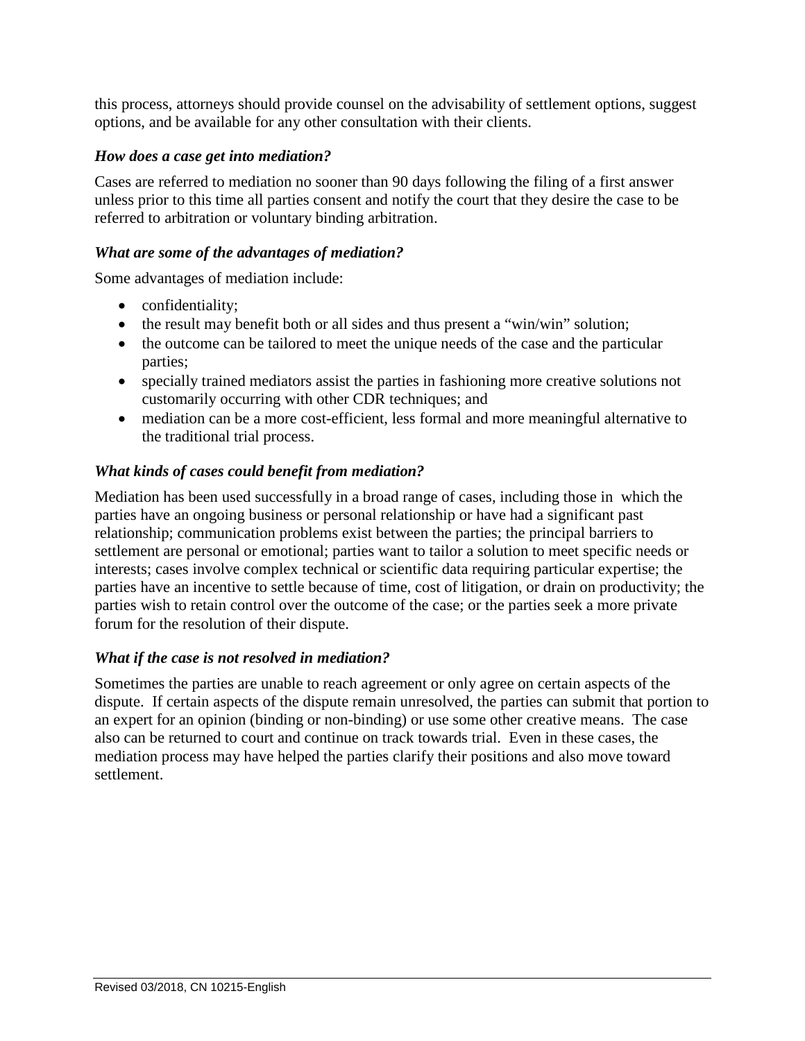this process, attorneys should provide counsel on the advisability of settlement options, suggest options, and be available for any other consultation with their clients.

### *How does a case get into mediation?*

Cases are referred to mediation no sooner than 90 days following the filing of a first answer unless prior to this time all parties consent and notify the court that they desire the case to be referred to arbitration or voluntary binding arbitration.

### *What are some of the advantages of mediation?*

Some advantages of mediation include:

- confidentiality;
- the result may benefit both or all sides and thus present a "win/win" solution;
- the outcome can be tailored to meet the unique needs of the case and the particular parties;
- specially trained mediators assist the parties in fashioning more creative solutions not customarily occurring with other CDR techniques; and
- mediation can be a more cost-efficient, less formal and more meaningful alternative to the traditional trial process.

### *What kinds of cases could benefit from mediation?*

Mediation has been used successfully in a broad range of cases, including those in which the parties have an ongoing business or personal relationship or have had a significant past relationship; communication problems exist between the parties; the principal barriers to settlement are personal or emotional; parties want to tailor a solution to meet specific needs or interests; cases involve complex technical or scientific data requiring particular expertise; the parties have an incentive to settle because of time, cost of litigation, or drain on productivity; the parties wish to retain control over the outcome of the case; or the parties seek a more private forum for the resolution of their dispute.

### *What if the case is not resolved in mediation?*

Sometimes the parties are unable to reach agreement or only agree on certain aspects of the dispute. If certain aspects of the dispute remain unresolved, the parties can submit that portion to an expert for an opinion (binding or non-binding) or use some other creative means. The case also can be returned to court and continue on track towards trial. Even in these cases, the mediation process may have helped the parties clarify their positions and also move toward settlement.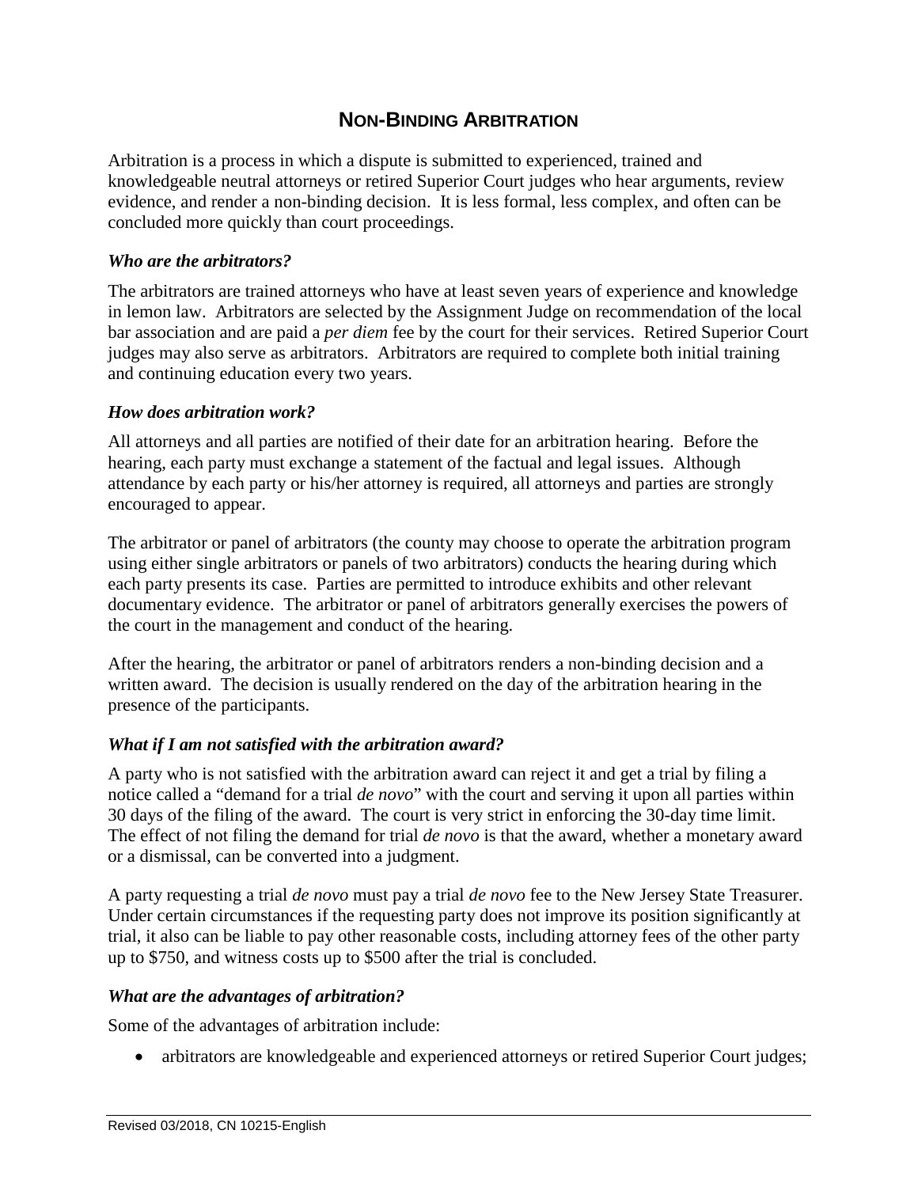# NON-BINDING ARBITRATION

Arbitration is a process in which a dispute is submitted to experienced, trained and knowledgeable neutral attorneys or retired Superior Court judges who hear arguments, review evidence, and render a non-binding decision. It is less formal, less complex, and often can be concluded more quickly than court proceedings.

### *Who are the arbitrators?*

The arbitrators are trained attorneys who have at least seven years of experience and knowledge in lemon law. Arbitrators are selected by the Assignment Judge on recommendation of the local bar association and are paid a *per diem* fee by the court for their services. Retired Superior Court judges may also serve as arbitrators. Arbitrators are required to complete both initial training and continuing education every two years.

### *How does arbitration work?*

All attorneys and all parties are notified of their date for an arbitration hearing. Before the hearing, each party must exchange a statement of the factual and legal issues. Although attendance by each party or his/her attorney is required, all attorneys and parties are strongly encouraged to appear.

The arbitrator or panel of arbitrators (the county may choose to operate the arbitration program using either single arbitrators or panels of two arbitrators) conducts the hearing during which each party presents its case. Parties are permitted to introduce exhibits and other relevant documentary evidence. The arbitrator or panel of arbitrators generally exercises the powers of the court in the management and conduct of the hearing.

After the hearing, the arbitrator or panel of arbitrators renders a non-binding decision and a written award. The decision is usually rendered on the day of the arbitration hearing in the presence of the participants.

### *What if I am not satisfied with the arbitration award?*

A party who is not satisfied with the arbitration award can reject it and get a trial by filing a notice called a "demand for a trial *de novo*" with the court and serving it upon all parties within 30 days of the filing of the award. The court is very strict in enforcing the 30-day time limit. The effect of not filing the demand for trial *de novo* is that the award, whether a monetary award or a dismissal, can be converted into a judgment.

A party requesting a trial *de novo* must pay a trial *de novo* fee to the New Jersey State Treasurer. Under certain circumstances if the requesting party does not improve its position significantly at trial, it also can be liable to pay other reasonable costs, including attorney fees of the other party up to $750, and witness costs up to $500 after the trial is concluded.

### *What are the advantages of arbitration?*

Some of the advantages of arbitration include:

- arbitrators are knowledgeable and experienced attorneys or retired Superior Court judges;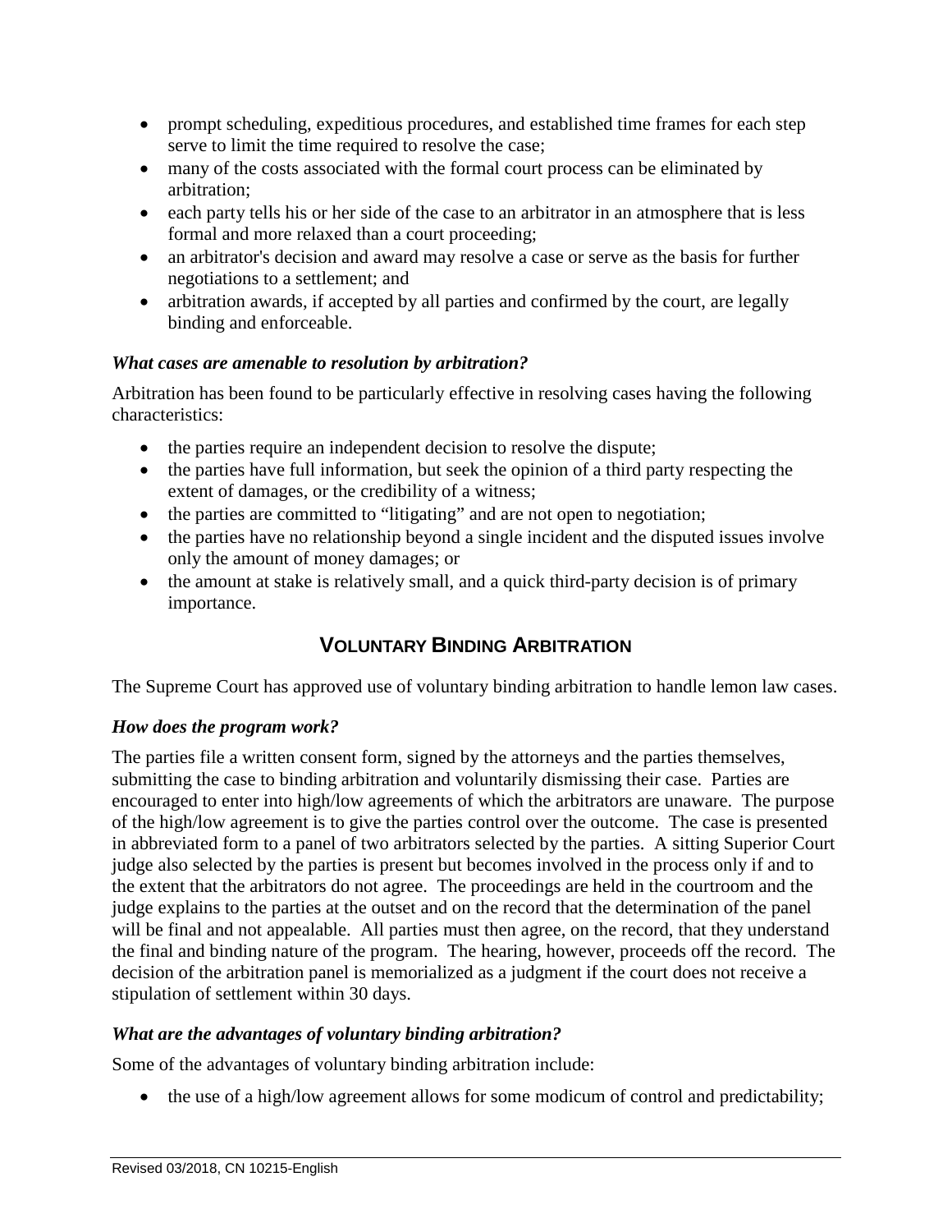- prompt scheduling, expeditious procedures, and established time frames for each step serve to limit the time required to resolve the case;
- many of the costs associated with the formal court process can be eliminated by arbitration;
- each party tells his or her side of the case to an arbitrator in an atmosphere that is less formal and more relaxed than a court proceeding;
- an arbitrator's decision and award may resolve a case or serve as the basis for further negotiations to a settlement; and
- arbitration awards, if accepted by all parties and confirmed by the court, are legally binding and enforceable.

### *What cases are amenable to resolution by arbitration?*

Arbitration has been found to be particularly effective in resolving cases having the following characteristics:

- the parties require an independent decision to resolve the dispute;
- the parties have full information, but seek the opinion of a third party respecting the extent of damages, or the credibility of a witness;
- the parties are committed to "litigating" and are not open to negotiation;
- the parties have no relationship beyond a single incident and the disputed issues involve only the amount of money damages; or
- the amount at stake is relatively small, and a quick third-party decision is of primary importance.

## VOLUNTARY BINDING ARBITRATION

The Supreme Court has approved use of voluntary binding arbitration to handle lemon law cases.

### *How does the program work?*

The parties file a written consent form, signed by the attorneys and the parties themselves, submitting the case to binding arbitration and voluntarily dismissing their case. Parties are encouraged to enter into high/low agreements of which the arbitrators are unaware. The purpose of the high/low agreement is to give the parties control over the outcome. The case is presented in abbreviated form to a panel of two arbitrators selected by the parties. A sitting Superior Court judge also selected by the parties is present but becomes involved in the process only if and to the extent that the arbitrators do not agree. The proceedings are held in the courtroom and the judge explains to the parties at the outset and on the record that the determination of the panel will be final and not appealable. All parties must then agree, on the record, that they understand the final and binding nature of the program. The hearing, however, proceeds off the record. The decision of the arbitration panel is memorialized as a judgment if the court does not receive a stipulation of settlement within 30 days.

### *What are the advantages of voluntary binding arbitration?*

Some of the advantages of voluntary binding arbitration include:

- the use of a high/low agreement allows for some modicum of control and predictability;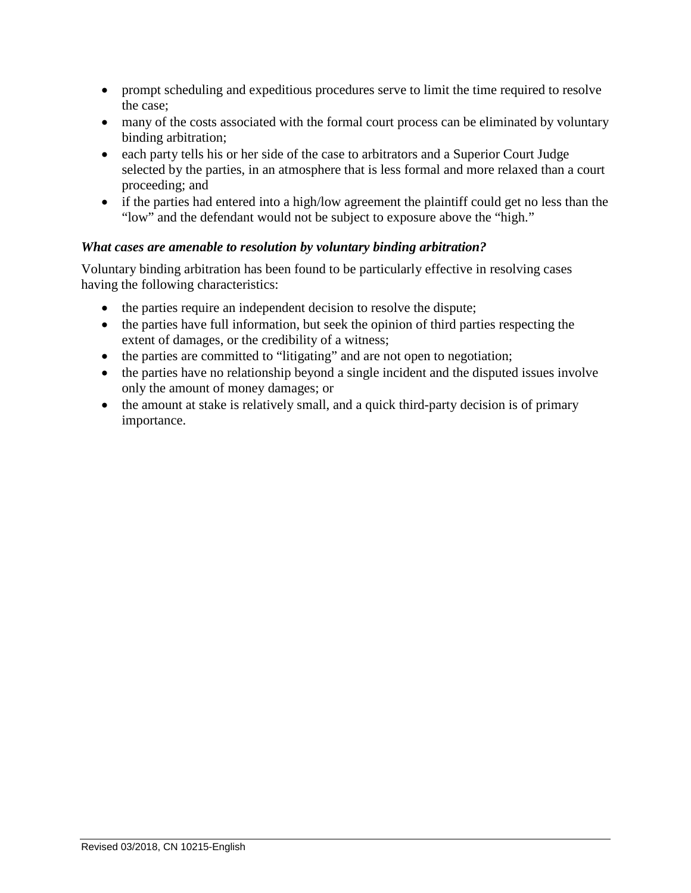- prompt scheduling and expeditious procedures serve to limit the time required to resolve the case;
- many of the costs associated with the formal court process can be eliminated by voluntary binding arbitration;
- each party tells his or her side of the case to arbitrators and a Superior Court Judge selected by the parties, in an atmosphere that is less formal and more relaxed than a court proceeding; and
- if the parties had entered into a high/low agreement the plaintiff could get no less than the "low" and the defendant would not be subject to exposure above the "high."

***What cases are amenable to resolution by voluntary binding arbitration?***

Voluntary binding arbitration has been found to be particularly effective in resolving cases having the following characteristics:

- the parties require an independent decision to resolve the dispute;
- the parties have full information, but seek the opinion of third parties respecting the extent of damages, or the credibility of a witness;
- the parties are committed to "litigating" and are not open to negotiation;
- the parties have no relationship beyond a single incident and the disputed issues involve only the amount of money damages; or
- the amount at stake is relatively small, and a quick third-party decision is of primary importance.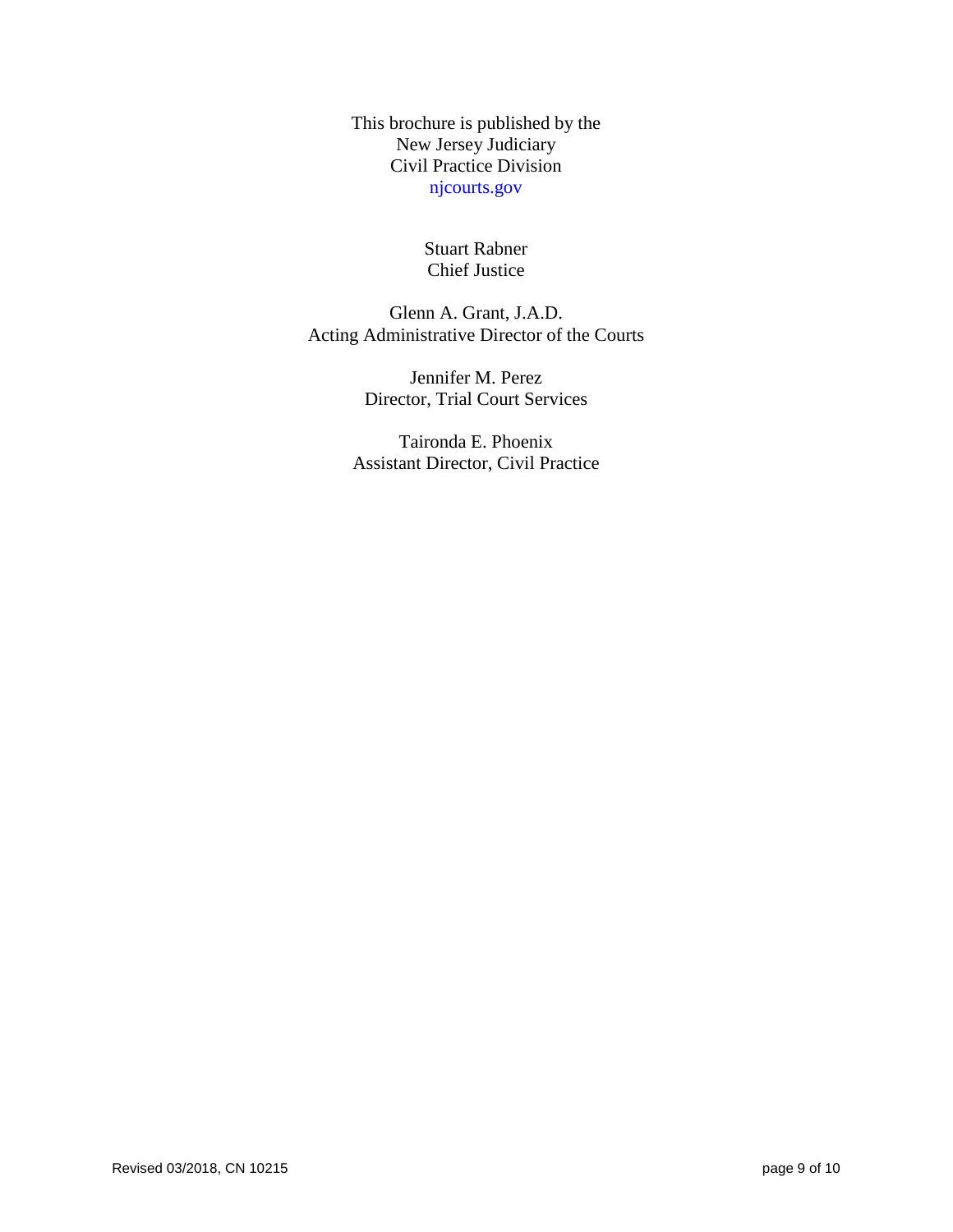This brochure is published by the
New Jersey Judiciary
Civil Practice Division
njcourts.gov

Stuart Rabner
Chief Justice

Glenn A. Grant, J.A.D.
Acting Administrative Director of the Courts

Jennifer M. Perez
Director, Trial Court Services

Taironda E. Phoenix
Assistant Director, Civil Practice

Revised 03/2018, CN 10215